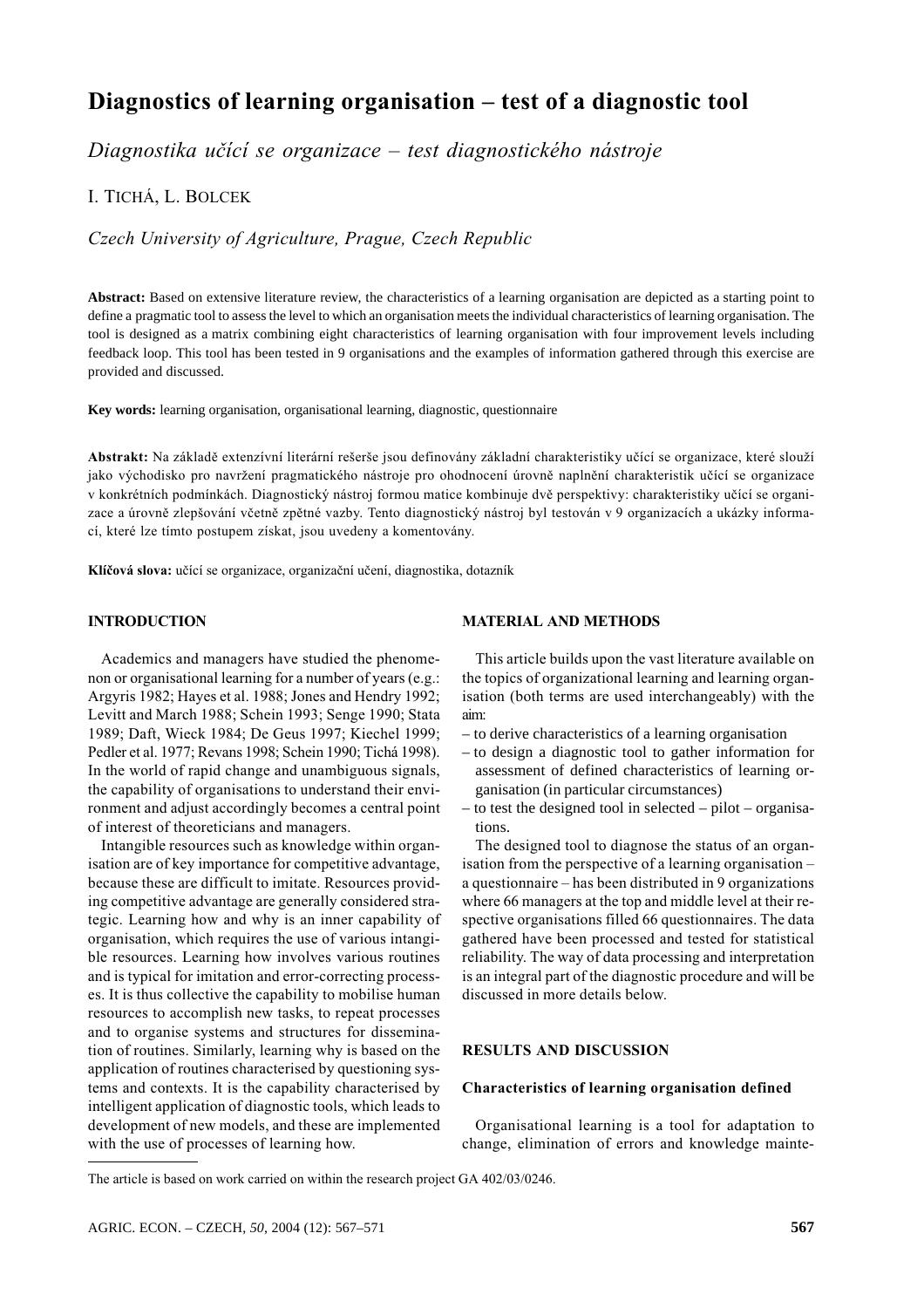# Diagnostics of learning organisation – test of a diagnostic tool

*Diagnostika učící se organizace – test diagnostického nástroje*

I. TICHÁ, L. BOLCEK

*Czech University of Agriculture, Prague, Czech Republic*

**Abstract:** Based on extensive literature review, the characteristics of a learning organisation are depicted as a starting point to define a pragmatic tool to assess the level to which an organisation meets the individual characteristics of learning organisation. The tool is designed as a matrix combining eight characteristics of learning organisation with four improvement levels including feedback loop. This tool has been tested in 9 organisations and the examples of information gathered through this exercise are provided and discussed.

**Key words:** learning organisation, organisational learning, diagnostic, questionnaire

**Abstrakt:** Na základě extenzívní literární rešerše jsou definovány základní charakteristiky učící se organizace, které slouží jako východisko pro navržení pragmatického nástroje pro ohodnocení úrovně naplnění charakteristik učící se organizace v konkrétních podmínkách. Diagnostický nástroj formou matice kombinuje dvě perspektivy: charakteristiky učící se organizace a úrovně zlepšování včetně zpětné vazby. Tento diagnostický nástroj byl testován v 9 organizacích a ukázky informací, které lze tímto postupem získat, jsou uvedeny a komentovány.

**Klíčová slova:** učící se organizace, organizační učení, diagnostika, dotazník

## INTRODUCTION

Academics and managers have studied the phenomenon or organisational learning for a number of years (e.g.: Argyris 1982; Hayes et al. 1988; Jones and Hendry 1992; Levitt and March 1988; Schein 1993; Senge 1990; Stata 1989; Daft, Wieck 1984; De Geus 1997; Kiechel 1999; Pedler et al. 1977; Revans 1998; Schein 1990; Tichá 1998). In the world of rapid change and unambiguous signals, the capability of organisations to understand their environment and adjust accordingly becomes a central point of interest of theoreticians and managers.

Intangible resources such as knowledge within organisation are of key importance for competitive advantage, because these are difficult to imitate. Resources providing competitive advantage are generally considered strategic. Learning how and why is an inner capability of organisation, which requires the use of various intangible resources. Learning how involves various routines and is typical for imitation and error-correcting processes. It is thus collective the capability to mobilise human resources to accomplish new tasks, to repeat processes and to organise systems and structures for dissemination of routines. Similarly, learning why is based on the application of routines characterised by questioning systems and contexts. It is the capability characterised by intelligent application of diagnostic tools, which leads to development of new models, and these are implemented with the use of processes of learning how.

## MATERIAL AND METHODS

This article builds upon the vast literature available on the topics of organizational learning and learning organisation (both terms are used interchangeably) with the aim:

- to derive characteristics of a learning organisation
- to design a diagnostic tool to gather information for assessment of defined characteristics of learning organisation (in particular circumstances)
- to test the designed tool in selected – pilot – organisations.

The designed tool to diagnose the status of an organisation from the perspective of a learning organisation – a questionnaire – has been distributed in 9 organizations where 66 managers at the top and middle level at their respective organisations filled 66 questionnaires. The data gathered have been processed and tested for statistical reliability. The way of data processing and interpretation is an integral part of the diagnostic procedure and will be discussed in more details below.

## RESULTS AND DISCUSSION

### Characteristics of learning organisation defined

Organisational learning is a tool for adaptation to change, elimination of errors and knowledge mainte-

The article is based on work carried on within the research project GA 402/03/0246.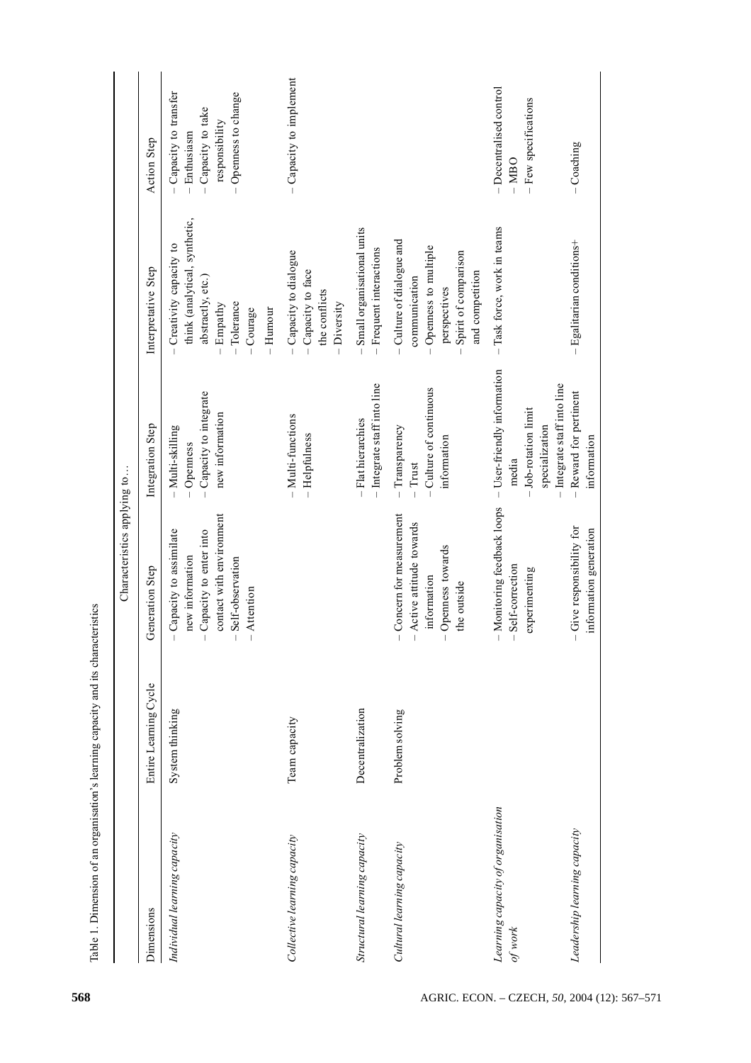Table 1. Dimension of an organisation's learning capacity and its characteristics

| Dimensions | Characteristics applying to… | | | | |
|---|---|---|---|---|---|
| | Entire Learning Cycle | Generation Step | Integration Step | Interpretative Step | Action Step |
| *Individual learning capacity* | System thinking | – Capacity to assimilate new information<br>– Capacity to enter into contact with environment<br>– Self-observation<br>– Attention | – Multi-skilling<br>– Openness<br>– Capacity to integrate new information | – Creativity capacity to think (analytical, synthetic, abstractly, etc.)<br>– Empathy<br>– Tolerance<br>– Courage<br>– Humour | – Capacity to transfer<br>– Enthusiasm<br>– Capacity to take responsibility<br>– Openness to change |
| *Collective learning capacity* | Team capacity | | – Multi-functions<br>– Helpfulness | – Capacity to dialogue<br>– Capacity to face the conflicts<br>– Diversity | – Capacity to implement |
| *Structural learning capacity* | Decentralization | | – Flat hierarchies<br>– Integrate staff into line | – Small organisational units<br>– Frequent interactions | |
| *Cultural learning capacity* | Problem solving | – Concern for measurement<br>– Active attitude towards information<br>– Openness towards the outside | – Transparency<br>– Trust<br>– Culture of continuous information | – Culture of dialogue and communication<br>– Openness to multiple perspectives<br>– Spirit of comparison and competition | |
| *Learning capacity of organisation of work* | | – Monitoring feedback loops<br>– Self-correction experimenting | – User-friendly information media<br>– Job-rotation limit specialization<br>– Integrate staff into line | – Task force, work in teams | – Decentralised control<br>– MBO<br>– Few specifications |
| *Leadership learning capacity* | | – Give responsibility for information generation | – Reward for pertinent information | – Egalitarian conditions+ | – Coaching |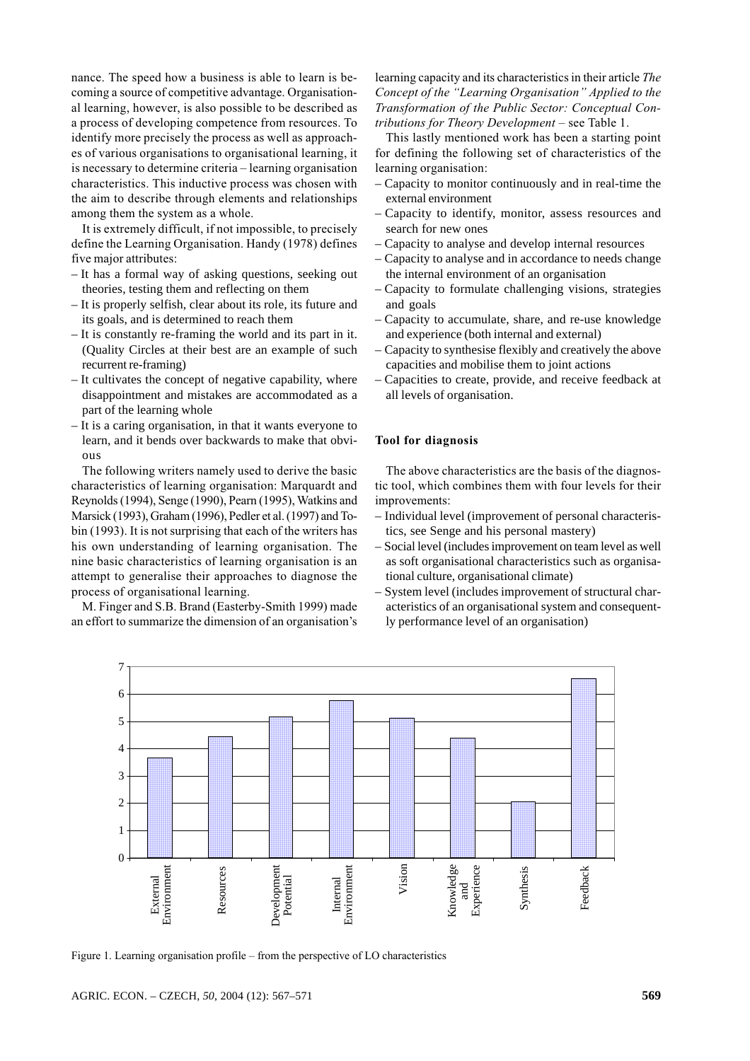nance. The speed how a business is able to learn is becoming a source of competitive advantage. Organisational learning, however, is also possible to be described as a process of developing competence from resources. To identify more precisely the process as well as approaches of various organisations to organisational learning, it is necessary to determine criteria – learning organisation characteristics. This inductive process was chosen with the aim to describe through elements and relationships among them the system as a whole.

It is extremely difficult, if not impossible, to precisely define the Learning Organisation. Handy (1978) defines five major attributes:

- It has a formal way of asking questions, seeking out theories, testing them and reflecting on them
- It is properly selfish, clear about its role, its future and its goals, and is determined to reach them
- It is constantly re-framing the world and its part in it. (Quality Circles at their best are an example of such recurrent re-framing)
- It cultivates the concept of negative capability, where disappointment and mistakes are accommodated as a part of the learning whole
- It is a caring organisation, in that it wants everyone to learn, and it bends over backwards to make that obvious

The following writers namely used to derive the basic characteristics of learning organisation: Marquardt and Reynolds (1994), Senge (1990), Pearn (1995), Watkins and Marsick (1993), Graham (1996), Pedler et al. (1997) and Tobin (1993). It is not surprising that each of the writers has his own understanding of learning organisation. The nine basic characteristics of learning organisation is an attempt to generalise their approaches to diagnose the process of organisational learning.

M. Finger and S.B. Brand (Easterby-Smith 1999) made an effort to summarize the dimension of an organisation's learning capacity and its characteristics in their article *The Concept of the "Learning Organisation" Applied to the Transformation of the Public Sector: Conceptual Contributions for Theory Development* – see Table 1.

This lastly mentioned work has been a starting point for defining the following set of characteristics of the learning organisation:

- Capacity to monitor continuously and in real-time the external environment
- Capacity to identify, monitor, assess resources and search for new ones
- Capacity to analyse and develop internal resources
- Capacity to analyse and in accordance to needs change the internal environment of an organisation
- Capacity to formulate challenging visions, strategies and goals
- Capacity to accumulate, share, and re-use knowledge and experience (both internal and external)
- Capacity to synthesise flexibly and creatively the above capacities and mobilise them to joint actions
- Capacities to create, provide, and receive feedback at all levels of organisation.

### Tool for diagnosis

The above characteristics are the basis of the diagnostic tool, which combines them with four levels for their improvements:

- Individual level (improvement of personal characteristics, see Senge and his personal mastery)
- Social level (includes improvement on team level as well as soft organisational characteristics such as organisational culture, organisational climate)
- System level (includes improvement of structural characteristics of an organisational system and consequently performance level of an organisation)

7
6
5
4
3
2
1
0

External Environment
Resources
Development Potential
Internal Environment
Vision
Knowledge and Experience
Synthesis
Feedback

Figure 1. Learning organisation profile – from the perspective of LO characteristics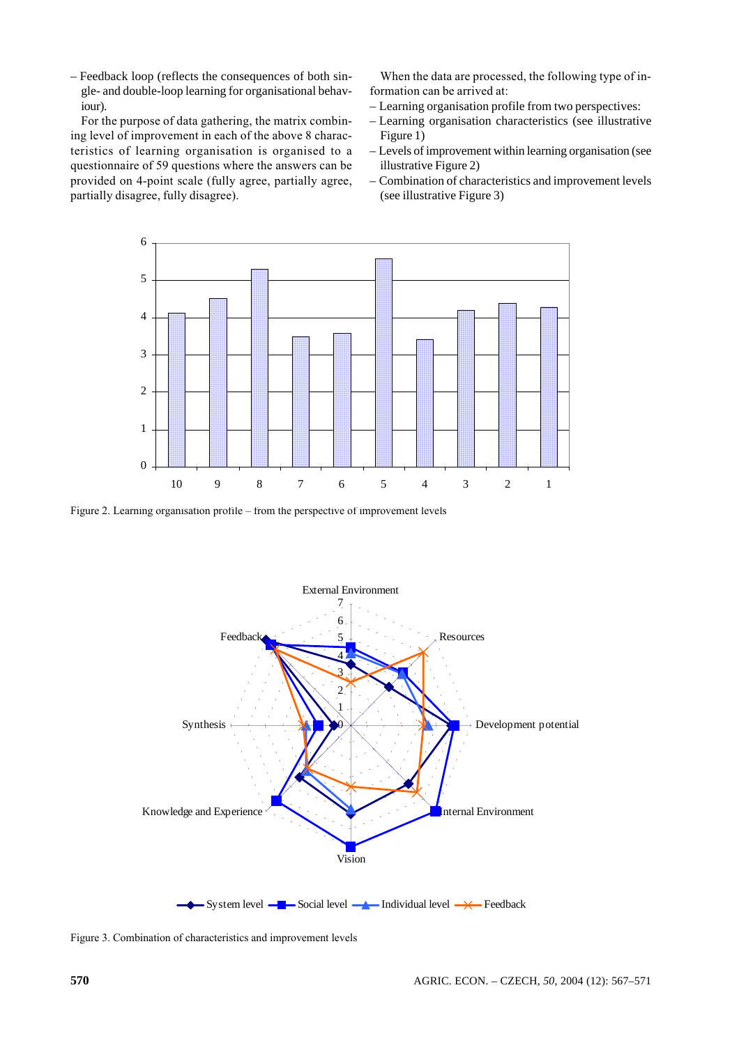– Feedback loop (reflects the consequences of both single- and double-loop learning for organisational behaviour).

For the purpose of data gathering, the matrix combining level of improvement in each of the above 8 characteristics of learning organisation is organised to a questionnaire of 59 questions where the answers can be provided on 4-point scale (fully agree, partially agree, partially disagree, fully disagree).

When the data are processed, the following type of information can be arrived at:

– Learning organisation profile from two perspectives:
– Learning organisation characteristics (see illustrative Figure 1)
– Levels of improvement within learning organisation (see illustrative Figure 2)
– Combination of characteristics and improvement levels (see illustrative Figure 3)

Figure 2. Learning organisation profile – from the perspective of improvement levels

Figure 3. Combination of characteristics and improvement levels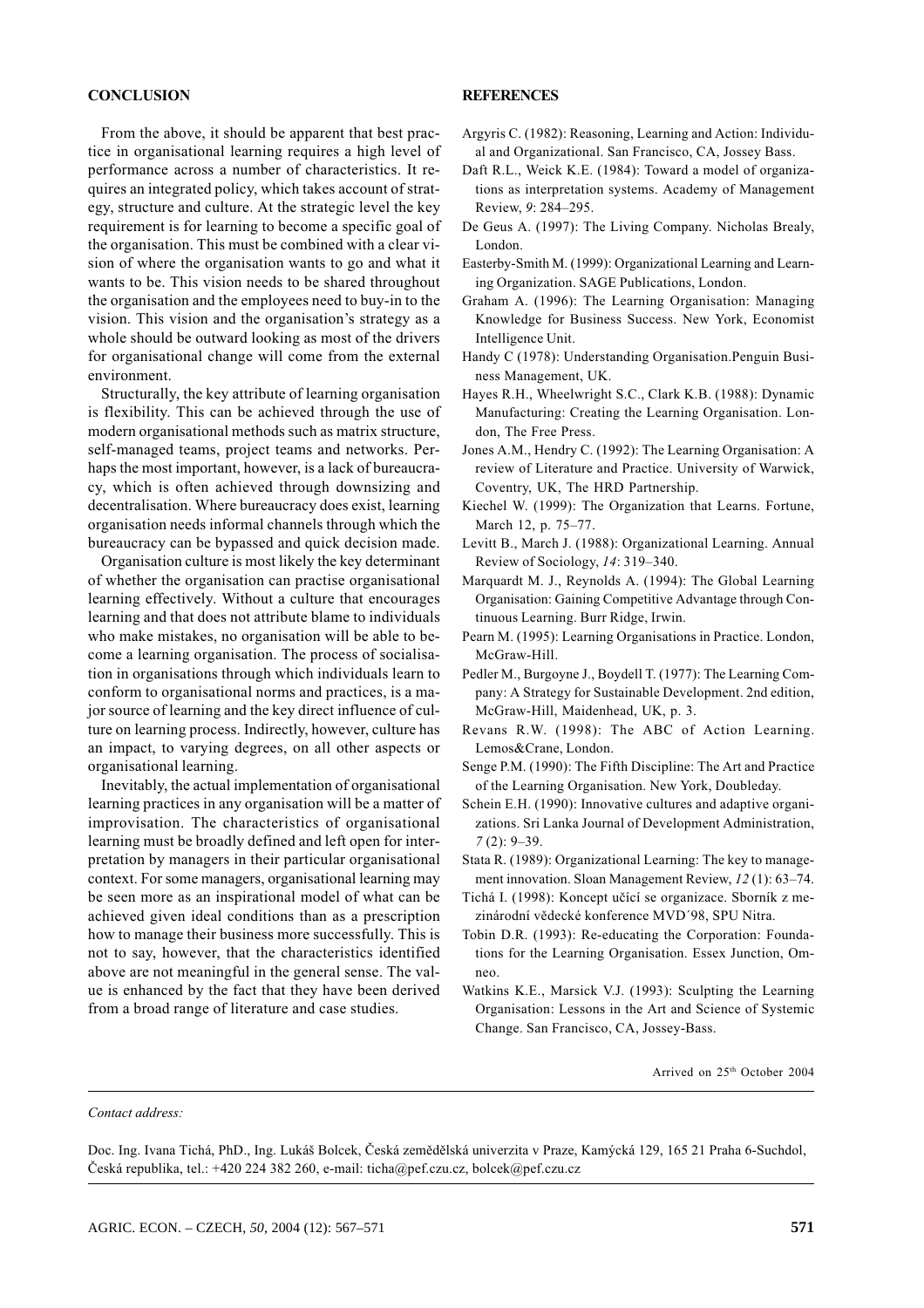## CONCLUSION

From the above, it should be apparent that best practice in organisational learning requires a high level of performance across a number of characteristics. It requires an integrated policy, which takes account of strategy, structure and culture. At the strategic level the key requirement is for learning to become a specific goal of the organisation. This must be combined with a clear vision of where the organisation wants to go and what it wants to be. This vision needs to be shared throughout the organisation and the employees need to buy-in to the vision. This vision and the organisation's strategy as a whole should be outward looking as most of the drivers for organisational change will come from the external environment.

Structurally, the key attribute of learning organisation is flexibility. This can be achieved through the use of modern organisational methods such as matrix structure, self-managed teams, project teams and networks. Perhaps the most important, however, is a lack of bureaucracy, which is often achieved through downsizing and decentralisation. Where bureaucracy does exist, learning organisation needs informal channels through which the bureaucracy can be bypassed and quick decision made.

Organisation culture is most likely the key determinant of whether the organisation can practise organisational learning effectively. Without a culture that encourages learning and that does not attribute blame to individuals who make mistakes, no organisation will be able to become a learning organisation. The process of socialisation in organisations through which individuals learn to conform to organisational norms and practices, is a major source of learning and the key direct influence of culture on learning process. Indirectly, however, culture has an impact, to varying degrees, on all other aspects or organisational learning.

Inevitably, the actual implementation of organisational learning practices in any organisation will be a matter of improvisation. The characteristics of organisational learning must be broadly defined and left open for interpretation by managers in their particular organisational context. For some managers, organisational learning may be seen more as an inspirational model of what can be achieved given ideal conditions than as a prescription how to manage their business more successfully. This is not to say, however, that the characteristics identified above are not meaningful in the general sense. The value is enhanced by the fact that they have been derived from a broad range of literature and case studies.

## REFERENCES

Argyris C. (1982): Reasoning, Learning and Action: Individual and Organizational. San Francisco, CA, Jossey Bass.

Daft R.L., Weick K.E. (1984): Toward a model of organizations as interpretation systems. Academy of Management Review, *9*: 284–295.

De Geus A. (1997): The Living Company. Nicholas Brealy, London.

Easterby-Smith M. (1999): Organizational Learning and Learning Organization. SAGE Publications, London.

Graham A. (1996): The Learning Organisation: Managing Knowledge for Business Success. New York, Economist Intelligence Unit.

Handy C (1978): Understanding Organisation.Penguin Business Management, UK.

Hayes R.H., Wheelwright S.C., Clark K.B. (1988): Dynamic Manufacturing: Creating the Learning Organisation. London, The Free Press.

Jones A.M., Hendry C. (1992): The Learning Organisation: A review of Literature and Practice. University of Warwick, Coventry, UK, The HRD Partnership.

Kiechel W. (1999): The Organization that Learns. Fortune, March 12, p. 75–77.

Levitt B., March J. (1988): Organizational Learning. Annual Review of Sociology, *14*: 319–340.

Marquardt M. J., Reynolds A. (1994): The Global Learning Organisation: Gaining Competitive Advantage through Continuous Learning. Burr Ridge, Irwin.

Pearn M. (1995): Learning Organisations in Practice. London, McGraw-Hill.

Pedler M., Burgoyne J., Boydell T. (1977): The Learning Company: A Strategy for Sustainable Development. 2nd edition, McGraw-Hill, Maidenhead, UK, p. 3.

Revans R.W. (1998): The ABC of Action Learning. Lemos&Crane, London.

Senge P.M. (1990): The Fifth Discipline: The Art and Practice of the Learning Organisation. New York, Doubleday.

Schein E.H. (1990): Innovative cultures and adaptive organizations. Sri Lanka Journal of Development Administration, *7* (2): 9–39.

Stata R. (1989): Organizational Learning: The key to management innovation. Sloan Management Review, *12* (1): 63–74.

Tichá I. (1998): Koncept učící se organizace. Sborník z mezinárodní vědecké konference MVD´98, SPU Nitra.

Tobin D.R. (1993): Re-educating the Corporation: Foundations for the Learning Organisation. Essex Junction, Omneo.

Watkins K.E., Marsick V.J. (1993): Sculpting the Learning Organisation: Lessons in the Art and Science of Systemic Change. San Francisco, CA, Jossey-Bass.

Arrived on 25th October 2004

*Contact address:*

Doc. Ing. Ivana Tichá, PhD., Ing. Lukáš Bolcek, Česká zemědělská univerzita v Praze, Kamýcká 129, 165 21 Praha 6-Suchdol, Česká republika, tel.: +420 224 382 260, e-mail: ticha@pef.czu.cz, bolcek@pef.czu.cz